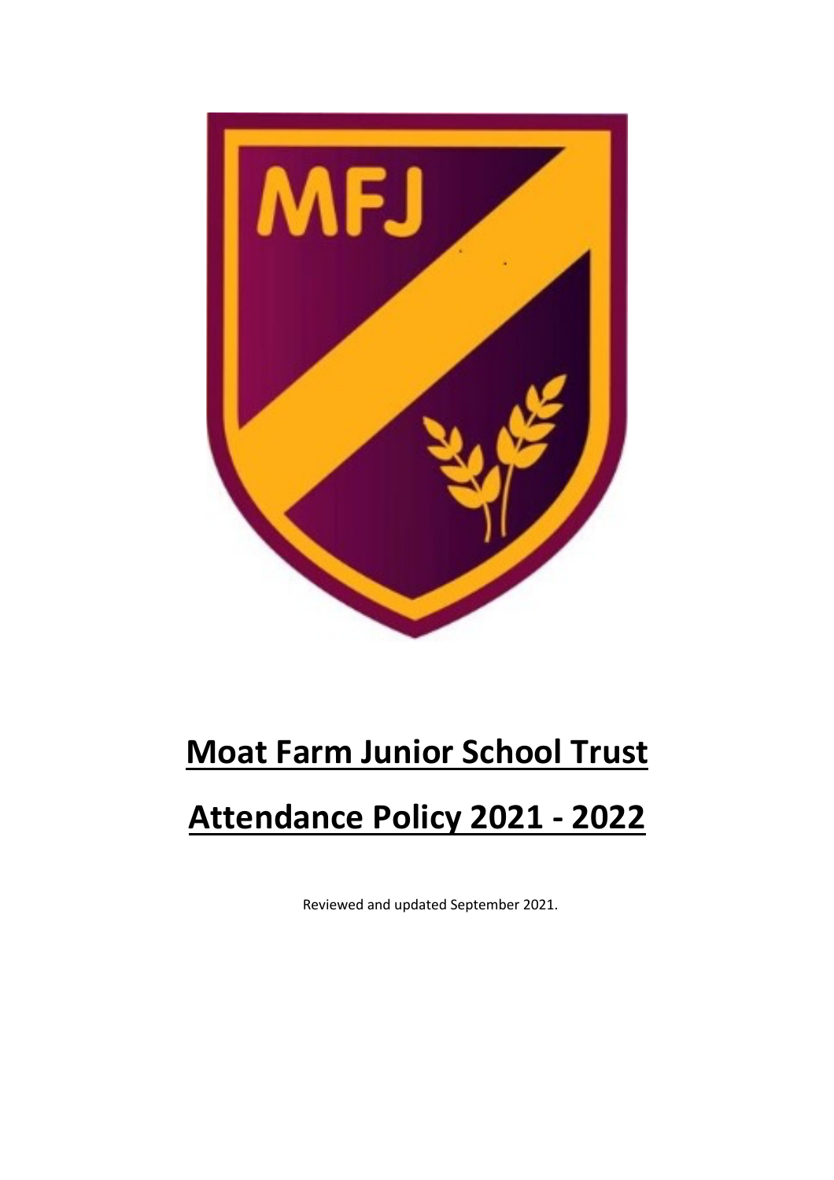# Moat Farm Junior School Trust

# Attendance Policy 2021 - 2022

Reviewed and updated September 2021.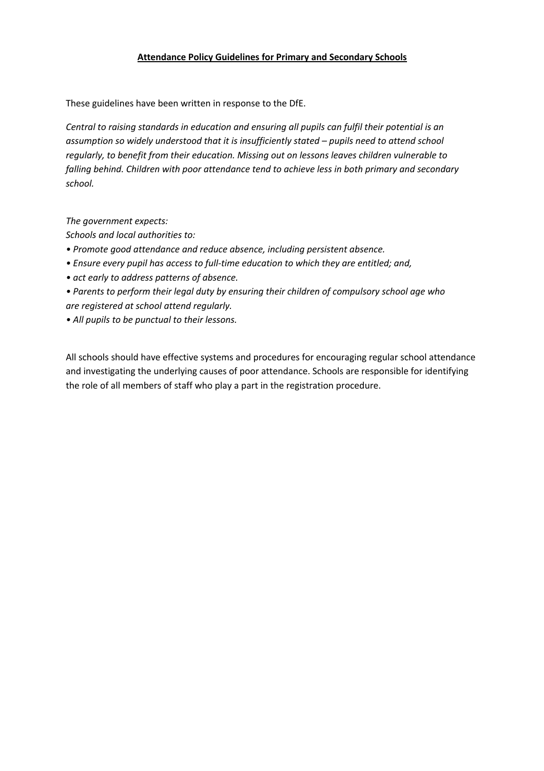**Attendance Policy Guidelines for Primary and Secondary Schools**

These guidelines have been written in response to the DfE.

*Central to raising standards in education and ensuring all pupils can fulfil their potential is an assumption so widely understood that it is insufficiently stated – pupils need to attend school regularly, to benefit from their education. Missing out on lessons leaves children vulnerable to falling behind. Children with poor attendance tend to achieve less in both primary and secondary school.*

*The government expects:*
*Schools and local authorities to:*

- *Promote good attendance and reduce absence, including persistent absence.*
- *Ensure every pupil has access to full-time education to which they are entitled; and,*
- *act early to address patterns of absence.*
- *Parents to perform their legal duty by ensuring their children of compulsory school age who are registered at school attend regularly.*
- *All pupils to be punctual to their lessons.*

All schools should have effective systems and procedures for encouraging regular school attendance and investigating the underlying causes of poor attendance. Schools are responsible for identifying the role of all members of staff who play a part in the registration procedure.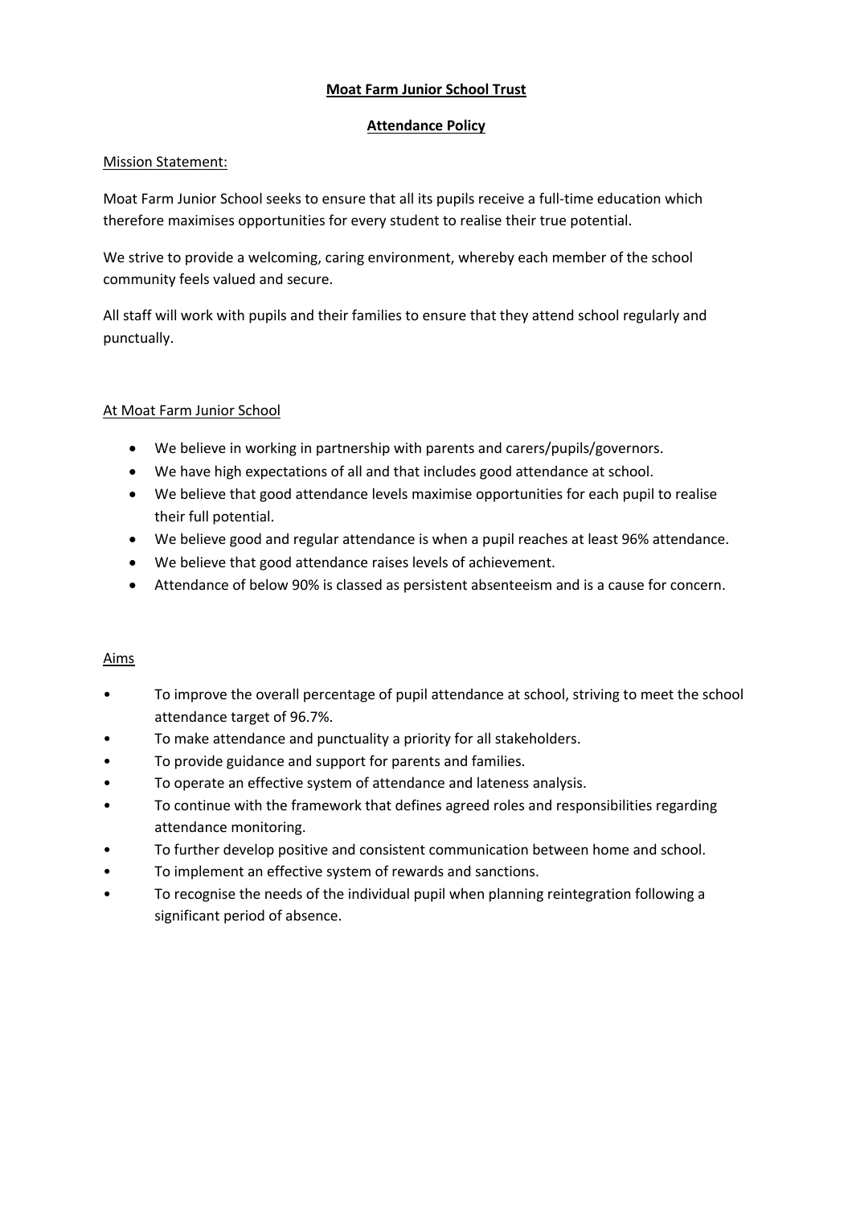# Moat Farm Junior School Trust

## Attendance Policy

### Mission Statement:

Moat Farm Junior School seeks to ensure that all its pupils receive a full-time education which therefore maximises opportunities for every student to realise their true potential.

We strive to provide a welcoming, caring environment, whereby each member of the school community feels valued and secure.

All staff will work with pupils and their families to ensure that they attend school regularly and punctually.

### At Moat Farm Junior School

- We believe in working in partnership with parents and carers/pupils/governors.
- We have high expectations of all and that includes good attendance at school.
- We believe that good attendance levels maximise opportunities for each pupil to realise their full potential.
- We believe good and regular attendance is when a pupil reaches at least 96% attendance.
- We believe that good attendance raises levels of achievement.
- Attendance of below 90% is classed as persistent absenteeism and is a cause for concern.

### Aims

- To improve the overall percentage of pupil attendance at school, striving to meet the school attendance target of 96.7%.
- To make attendance and punctuality a priority for all stakeholders.
- To provide guidance and support for parents and families.
- To operate an effective system of attendance and lateness analysis.
- To continue with the framework that defines agreed roles and responsibilities regarding attendance monitoring.
- To further develop positive and consistent communication between home and school.
- To implement an effective system of rewards and sanctions.
- To recognise the needs of the individual pupil when planning reintegration following a significant period of absence.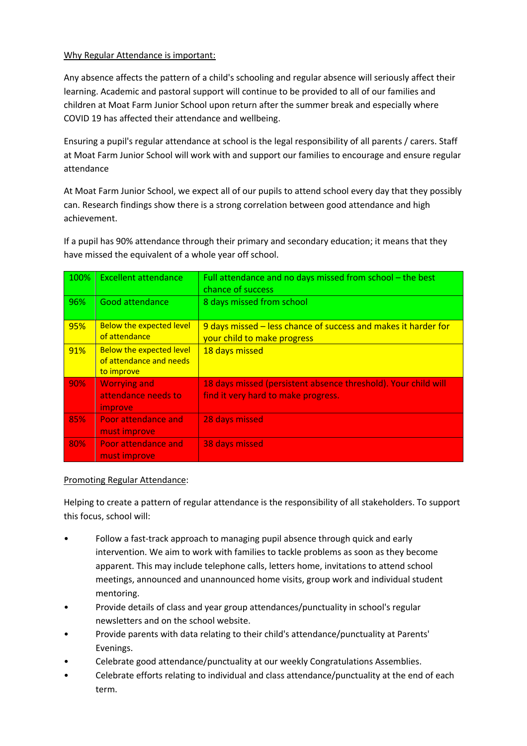Why Regular Attendance is important:

Any absence affects the pattern of a child's schooling and regular absence will seriously affect their learning. Academic and pastoral support will continue to be provided to all of our families and children at Moat Farm Junior School upon return after the summer break and especially where COVID 19 has affected their attendance and wellbeing.

Ensuring a pupil's regular attendance at school is the legal responsibility of all parents / carers. Staff at Moat Farm Junior School will work with and support our families to encourage and ensure regular attendance

At Moat Farm Junior School, we expect all of our pupils to attend school every day that they possibly can. Research findings show there is a strong correlation between good attendance and high achievement.

If a pupil has 90% attendance through their primary and secondary education; it means that they have missed the equivalent of a whole year off school.

| | | |
|---|---|---|
| 100% | Excellent attendance | Full attendance and no days missed from school – the best chance of success |
| 96% | Good attendance | 8 days missed from school |
| 95% | Below the expected level of attendance | 9 days missed – less chance of success and makes it harder for your child to make progress |
| 91% | Below the expected level of attendance and needs to improve | 18 days missed |
| 90% | Worrying and attendance needs to improve | 18 days missed (persistent absence threshold). Your child will find it very hard to make progress. |
| 85% | Poor attendance and must improve | 28 days missed |
| 80% | Poor attendance and must improve | 38 days missed |

Promoting Regular Attendance:

Helping to create a pattern of regular attendance is the responsibility of all stakeholders. To support this focus, school will:

- Follow a fast-track approach to managing pupil absence through quick and early intervention. We aim to work with families to tackle problems as soon as they become apparent. This may include telephone calls, letters home, invitations to attend school meetings, announced and unannounced home visits, group work and individual student mentoring.
- Provide details of class and year group attendances/punctuality in school's regular newsletters and on the school website.
- Provide parents with data relating to their child's attendance/punctuality at Parents' Evenings.
- Celebrate good attendance/punctuality at our weekly Congratulations Assemblies.
- Celebrate efforts relating to individual and class attendance/punctuality at the end of each term.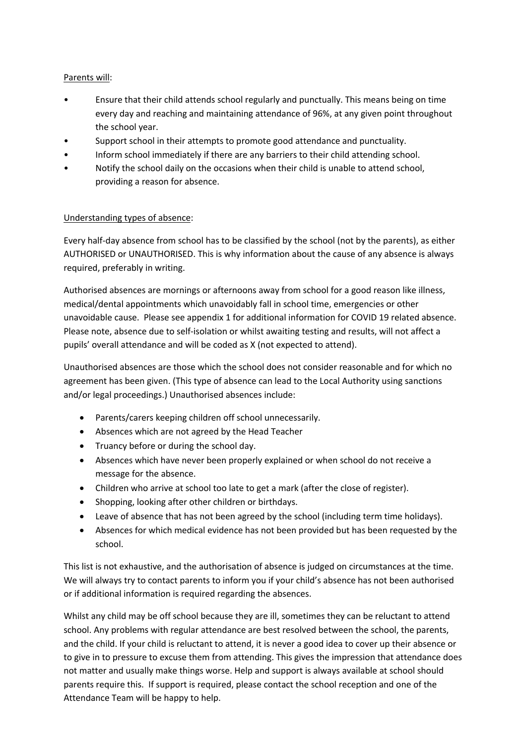Parents will:

- Ensure that their child attends school regularly and punctually. This means being on time every day and reaching and maintaining attendance of 96%, at any given point throughout the school year.
- Support school in their attempts to promote good attendance and punctuality.
- Inform school immediately if there are any barriers to their child attending school.
- Notify the school daily on the occasions when their child is unable to attend school, providing a reason for absence.

Understanding types of absence:

Every half-day absence from school has to be classified by the school (not by the parents), as either AUTHORISED or UNAUTHORISED. This is why information about the cause of any absence is always required, preferably in writing.

Authorised absences are mornings or afternoons away from school for a good reason like illness, medical/dental appointments which unavoidably fall in school time, emergencies or other unavoidable cause. Please see appendix 1 for additional information for COVID 19 related absence. Please note, absence due to self-isolation or whilst awaiting testing and results, will not affect a pupils' overall attendance and will be coded as X (not expected to attend).

Unauthorised absences are those which the school does not consider reasonable and for which no agreement has been given. (This type of absence can lead to the Local Authority using sanctions and/or legal proceedings.) Unauthorised absences include:

- Parents/carers keeping children off school unnecessarily.
- Absences which are not agreed by the Head Teacher
- Truancy before or during the school day.
- Absences which have never been properly explained or when school do not receive a message for the absence.
- Children who arrive at school too late to get a mark (after the close of register).
- Shopping, looking after other children or birthdays.
- Leave of absence that has not been agreed by the school (including term time holidays).
- Absences for which medical evidence has not been provided but has been requested by the school.

This list is not exhaustive, and the authorisation of absence is judged on circumstances at the time. We will always try to contact parents to inform you if your child's absence has not been authorised or if additional information is required regarding the absences.

Whilst any child may be off school because they are ill, sometimes they can be reluctant to attend school. Any problems with regular attendance are best resolved between the school, the parents, and the child. If your child is reluctant to attend, it is never a good idea to cover up their absence or to give in to pressure to excuse them from attending. This gives the impression that attendance does not matter and usually make things worse. Help and support is always available at school should parents require this. If support is required, please contact the school reception and one of the Attendance Team will be happy to help.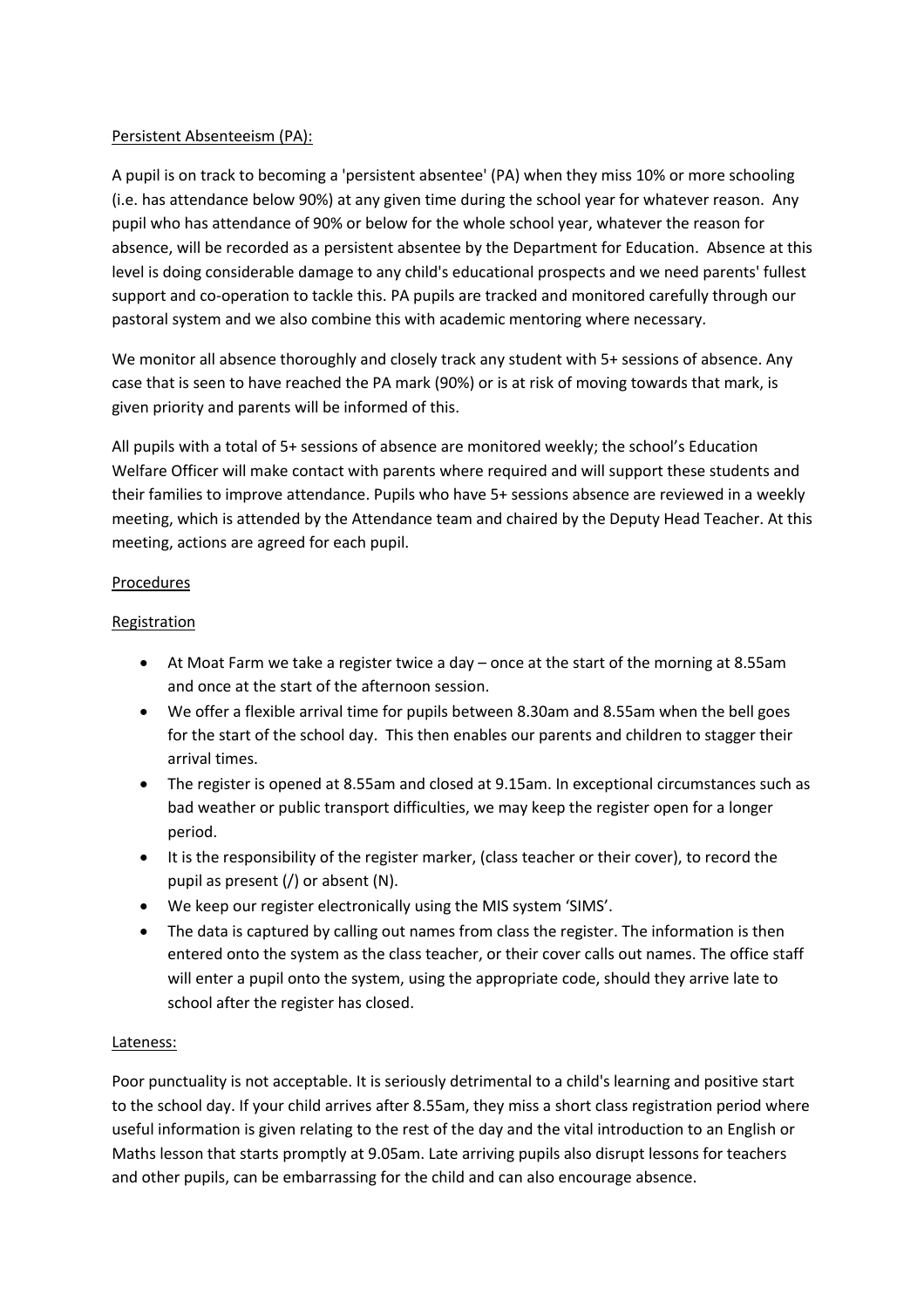Persistent Absenteeism (PA):

A pupil is on track to becoming a 'persistent absentee' (PA) when they miss 10% or more schooling (i.e. has attendance below 90%) at any given time during the school year for whatever reason. Any pupil who has attendance of 90% or below for the whole school year, whatever the reason for absence, will be recorded as a persistent absentee by the Department for Education. Absence at this level is doing considerable damage to any child's educational prospects and we need parents' fullest support and co-operation to tackle this. PA pupils are tracked and monitored carefully through our pastoral system and we also combine this with academic mentoring where necessary.

We monitor all absence thoroughly and closely track any student with 5+ sessions of absence. Any case that is seen to have reached the PA mark (90%) or is at risk of moving towards that mark, is given priority and parents will be informed of this.

All pupils with a total of 5+ sessions of absence are monitored weekly; the school's Education Welfare Officer will make contact with parents where required and will support these students and their families to improve attendance. Pupils who have 5+ sessions absence are reviewed in a weekly meeting, which is attended by the Attendance team and chaired by the Deputy Head Teacher. At this meeting, actions are agreed for each pupil.

Procedures

Registration

- At Moat Farm we take a register twice a day – once at the start of the morning at 8.55am and once at the start of the afternoon session.
- We offer a flexible arrival time for pupils between 8.30am and 8.55am when the bell goes for the start of the school day. This then enables our parents and children to stagger their arrival times.
- The register is opened at 8.55am and closed at 9.15am. In exceptional circumstances such as bad weather or public transport difficulties, we may keep the register open for a longer period.
- It is the responsibility of the register marker, (class teacher or their cover), to record the pupil as present (/) or absent (N).
- We keep our register electronically using the MIS system 'SIMS'.
- The data is captured by calling out names from class the register. The information is then entered onto the system as the class teacher, or their cover calls out names. The office staff will enter a pupil onto the system, using the appropriate code, should they arrive late to school after the register has closed.

Lateness:

Poor punctuality is not acceptable. It is seriously detrimental to a child's learning and positive start to the school day. If your child arrives after 8.55am, they miss a short class registration period where useful information is given relating to the rest of the day and the vital introduction to an English or Maths lesson that starts promptly at 9.05am. Late arriving pupils also disrupt lessons for teachers and other pupils, can be embarrassing for the child and can also encourage absence.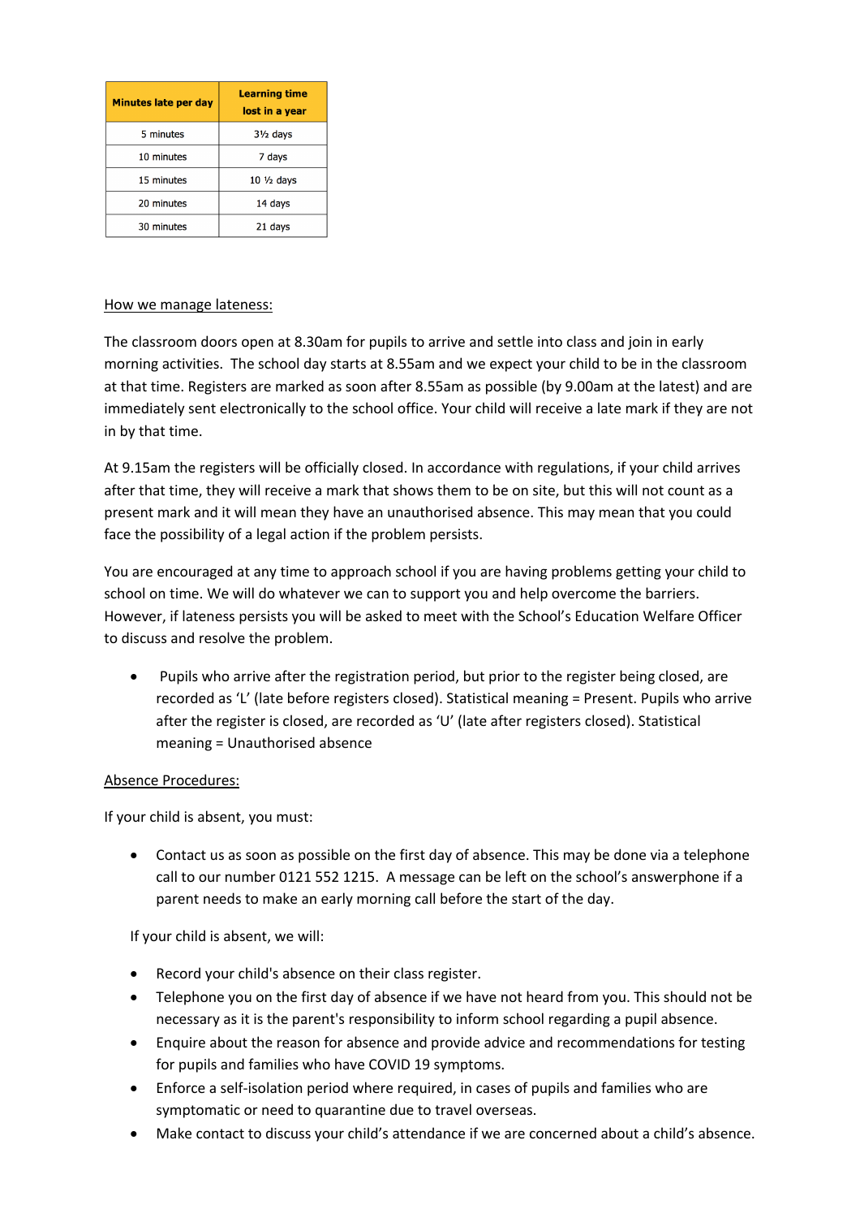| Minutes late per day | Learning time lost in a year |
| --- | --- |
| 5 minutes | 3½ days |
| 10 minutes | 7 days |
| 15 minutes | 10 ½ days |
| 20 minutes | 14 days |
| 30 minutes | 21 days |

How we manage lateness:

The classroom doors open at 8.30am for pupils to arrive and settle into class and join in early morning activities. The school day starts at 8.55am and we expect your child to be in the classroom at that time. Registers are marked as soon after 8.55am as possible (by 9.00am at the latest) and are immediately sent electronically to the school office. Your child will receive a late mark if they are not in by that time.

At 9.15am the registers will be officially closed. In accordance with regulations, if your child arrives after that time, they will receive a mark that shows them to be on site, but this will not count as a present mark and it will mean they have an unauthorised absence. This may mean that you could face the possibility of a legal action if the problem persists.

You are encouraged at any time to approach school if you are having problems getting your child to school on time. We will do whatever we can to support you and help overcome the barriers. However, if lateness persists you will be asked to meet with the School's Education Welfare Officer to discuss and resolve the problem.

- Pupils who arrive after the registration period, but prior to the register being closed, are recorded as 'L' (late before registers closed). Statistical meaning = Present. Pupils who arrive after the register is closed, are recorded as 'U' (late after registers closed). Statistical meaning = Unauthorised absence

Absence Procedures:

If your child is absent, you must:

- Contact us as soon as possible on the first day of absence. This may be done via a telephone call to our number 0121 552 1215. A message can be left on the school's answerphone if a parent needs to make an early morning call before the start of the day.

If your child is absent, we will:

- Record your child's absence on their class register.
- Telephone you on the first day of absence if we have not heard from you. This should not be necessary as it is the parent's responsibility to inform school regarding a pupil absence.
- Enquire about the reason for absence and provide advice and recommendations for testing for pupils and families who have COVID 19 symptoms.
- Enforce a self-isolation period where required, in cases of pupils and families who are symptomatic or need to quarantine due to travel overseas.
- Make contact to discuss your child's attendance if we are concerned about a child's absence.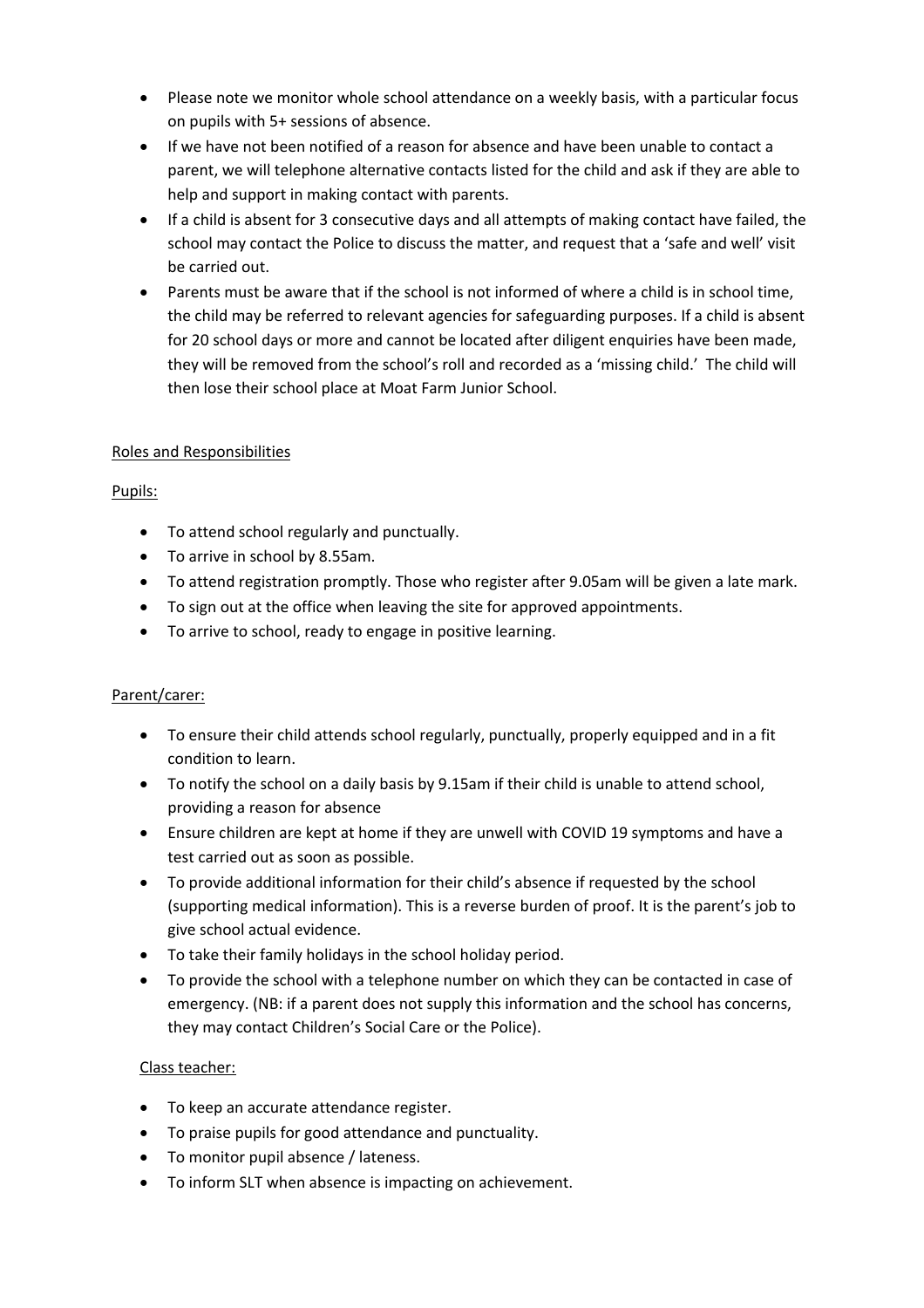- Please note we monitor whole school attendance on a weekly basis, with a particular focus on pupils with 5+ sessions of absence.
- If we have not been notified of a reason for absence and have been unable to contact a parent, we will telephone alternative contacts listed for the child and ask if they are able to help and support in making contact with parents.
- If a child is absent for 3 consecutive days and all attempts of making contact have failed, the school may contact the Police to discuss the matter, and request that a 'safe and well' visit be carried out.
- Parents must be aware that if the school is not informed of where a child is in school time, the child may be referred to relevant agencies for safeguarding purposes. If a child is absent for 20 school days or more and cannot be located after diligent enquiries have been made, they will be removed from the school's roll and recorded as a 'missing child.' The child will then lose their school place at Moat Farm Junior School.

<u>Roles and Responsibilities</u>

<u>Pupils:</u>

- To attend school regularly and punctually.
- To arrive in school by 8.55am.
- To attend registration promptly. Those who register after 9.05am will be given a late mark.
- To sign out at the office when leaving the site for approved appointments.
- To arrive to school, ready to engage in positive learning.

<u>Parent/carer:</u>

- To ensure their child attends school regularly, punctually, properly equipped and in a fit condition to learn.
- To notify the school on a daily basis by 9.15am if their child is unable to attend school, providing a reason for absence
- Ensure children are kept at home if they are unwell with COVID 19 symptoms and have a test carried out as soon as possible.
- To provide additional information for their child's absence if requested by the school (supporting medical information). This is a reverse burden of proof. It is the parent's job to give school actual evidence.
- To take their family holidays in the school holiday period.
- To provide the school with a telephone number on which they can be contacted in case of emergency. (NB: if a parent does not supply this information and the school has concerns, they may contact Children's Social Care or the Police).

<u>Class teacher:</u>

- To keep an accurate attendance register.
- To praise pupils for good attendance and punctuality.
- To monitor pupil absence / lateness.
- To inform SLT when absence is impacting on achievement.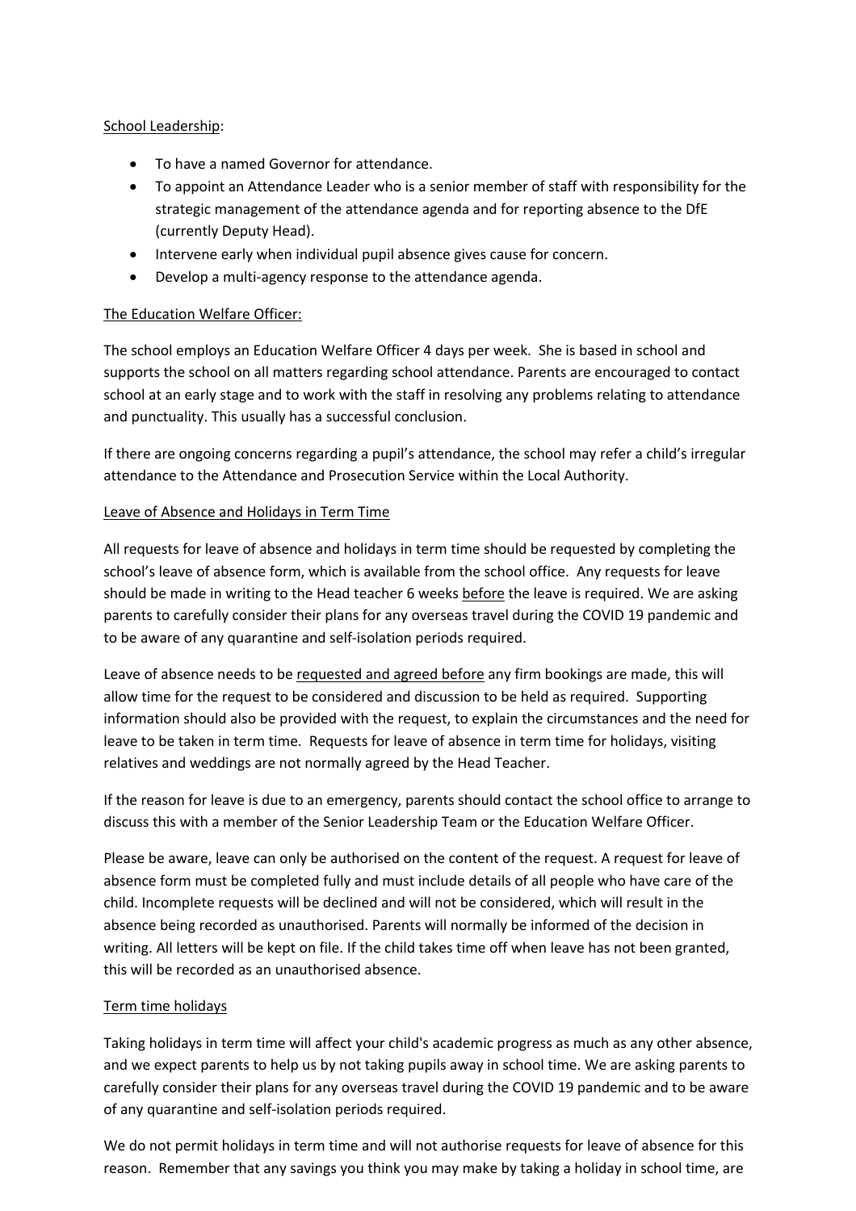<u>School Leadership</u>:

- To have a named Governor for attendance.
- To appoint an Attendance Leader who is a senior member of staff with responsibility for the strategic management of the attendance agenda and for reporting absence to the DfE (currently Deputy Head).
- Intervene early when individual pupil absence gives cause for concern.
- Develop a multi-agency response to the attendance agenda.

<u>The Education Welfare Officer:</u>

The school employs an Education Welfare Officer 4 days per week. She is based in school and supports the school on all matters regarding school attendance. Parents are encouraged to contact school at an early stage and to work with the staff in resolving any problems relating to attendance and punctuality. This usually has a successful conclusion.

If there are ongoing concerns regarding a pupil's attendance, the school may refer a child's irregular attendance to the Attendance and Prosecution Service within the Local Authority.

<u>Leave of Absence and Holidays in Term Time</u>

All requests for leave of absence and holidays in term time should be requested by completing the school's leave of absence form, which is available from the school office. Any requests for leave should be made in writing to the Head teacher 6 weeks <u>before</u> the leave is required. We are asking parents to carefully consider their plans for any overseas travel during the COVID 19 pandemic and to be aware of any quarantine and self-isolation periods required.

Leave of absence needs to be <u>requested and agreed before</u> any firm bookings are made, this will allow time for the request to be considered and discussion to be held as required. Supporting information should also be provided with the request, to explain the circumstances and the need for leave to be taken in term time. Requests for leave of absence in term time for holidays, visiting relatives and weddings are not normally agreed by the Head Teacher.

If the reason for leave is due to an emergency, parents should contact the school office to arrange to discuss this with a member of the Senior Leadership Team or the Education Welfare Officer.

Please be aware, leave can only be authorised on the content of the request. A request for leave of absence form must be completed fully and must include details of all people who have care of the child. Incomplete requests will be declined and will not be considered, which will result in the absence being recorded as unauthorised. Parents will normally be informed of the decision in writing. All letters will be kept on file. If the child takes time off when leave has not been granted, this will be recorded as an unauthorised absence.

<u>Term time holidays</u>

Taking holidays in term time will affect your child's academic progress as much as any other absence, and we expect parents to help us by not taking pupils away in school time. We are asking parents to carefully consider their plans for any overseas travel during the COVID 19 pandemic and to be aware of any quarantine and self-isolation periods required.

We do not permit holidays in term time and will not authorise requests for leave of absence for this reason. Remember that any savings you think you may make by taking a holiday in school time, are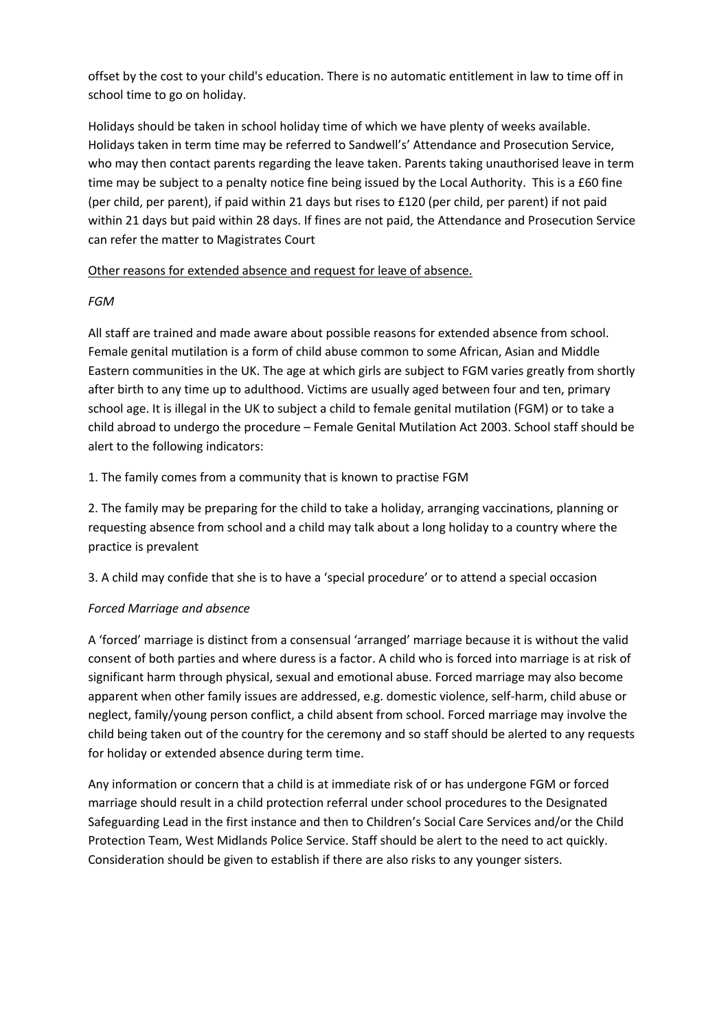offset by the cost to your child's education. There is no automatic entitlement in law to time off in school time to go on holiday.

Holidays should be taken in school holiday time of which we have plenty of weeks available. Holidays taken in term time may be referred to Sandwell's' Attendance and Prosecution Service, who may then contact parents regarding the leave taken. Parents taking unauthorised leave in term time may be subject to a penalty notice fine being issued by the Local Authority. This is a £60 fine (per child, per parent), if paid within 21 days but rises to £120 (per child, per parent) if not paid within 21 days but paid within 28 days. If fines are not paid, the Attendance and Prosecution Service can refer the matter to Magistrates Court

<u>Other reasons for extended absence and request for leave of absence.</u>

*FGM*

All staff are trained and made aware about possible reasons for extended absence from school. Female genital mutilation is a form of child abuse common to some African, Asian and Middle Eastern communities in the UK. The age at which girls are subject to FGM varies greatly from shortly after birth to any time up to adulthood. Victims are usually aged between four and ten, primary school age. It is illegal in the UK to subject a child to female genital mutilation (FGM) or to take a child abroad to undergo the procedure – Female Genital Mutilation Act 2003. School staff should be alert to the following indicators:

1. The family comes from a community that is known to practise FGM

2. The family may be preparing for the child to take a holiday, arranging vaccinations, planning or requesting absence from school and a child may talk about a long holiday to a country where the practice is prevalent

3. A child may confide that she is to have a 'special procedure' or to attend a special occasion

*Forced Marriage and absence*

A 'forced' marriage is distinct from a consensual 'arranged' marriage because it is without the valid consent of both parties and where duress is a factor. A child who is forced into marriage is at risk of significant harm through physical, sexual and emotional abuse. Forced marriage may also become apparent when other family issues are addressed, e.g. domestic violence, self-harm, child abuse or neglect, family/young person conflict, a child absent from school. Forced marriage may involve the child being taken out of the country for the ceremony and so staff should be alerted to any requests for holiday or extended absence during term time.

Any information or concern that a child is at immediate risk of or has undergone FGM or forced marriage should result in a child protection referral under school procedures to the Designated Safeguarding Lead in the first instance and then to Children's Social Care Services and/or the Child Protection Team, West Midlands Police Service. Staff should be alert to the need to act quickly. Consideration should be given to establish if there are also risks to any younger sisters.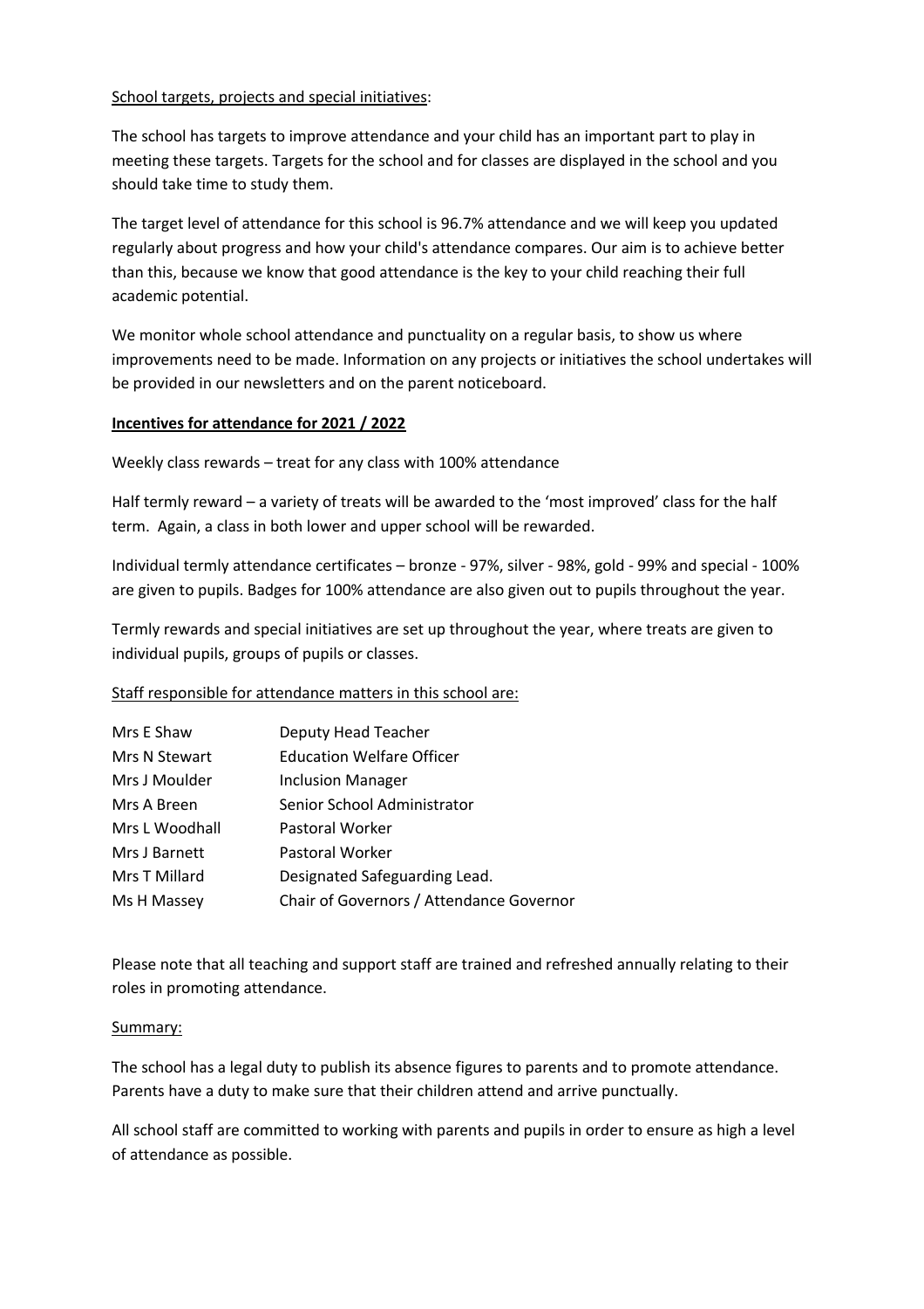School targets, projects and special initiatives:

The school has targets to improve attendance and your child has an important part to play in meeting these targets. Targets for the school and for classes are displayed in the school and you should take time to study them.

The target level of attendance for this school is 96.7% attendance and we will keep you updated regularly about progress and how your child's attendance compares. Our aim is to achieve better than this, because we know that good attendance is the key to your child reaching their full academic potential.

We monitor whole school attendance and punctuality on a regular basis, to show us where improvements need to be made. Information on any projects or initiatives the school undertakes will be provided in our newsletters and on the parent noticeboard.

**Incentives for attendance for 2021 / 2022**

Weekly class rewards – treat for any class with 100% attendance

Half termly reward – a variety of treats will be awarded to the 'most improved' class for the half term. Again, a class in both lower and upper school will be rewarded.

Individual termly attendance certificates – bronze - 97%, silver - 98%, gold - 99% and special - 100% are given to pupils. Badges for 100% attendance are also given out to pupils throughout the year.

Termly rewards and special initiatives are set up throughout the year, where treats are given to individual pupils, groups of pupils or classes.

Staff responsible for attendance matters in this school are:

| | |
|---|---|
| Mrs E Shaw | Deputy Head Teacher |
| Mrs N Stewart | Education Welfare Officer |
| Mrs J Moulder | Inclusion Manager |
| Mrs A Breen | Senior School Administrator |
| Mrs L Woodhall | Pastoral Worker |
| Mrs J Barnett | Pastoral Worker |
| Mrs T Millard | Designated Safeguarding Lead. |
| Ms H Massey | Chair of Governors / Attendance Governor |

Please note that all teaching and support staff are trained and refreshed annually relating to their roles in promoting attendance.

Summary:

The school has a legal duty to publish its absence figures to parents and to promote attendance. Parents have a duty to make sure that their children attend and arrive punctually.

All school staff are committed to working with parents and pupils in order to ensure as high a level of attendance as possible.